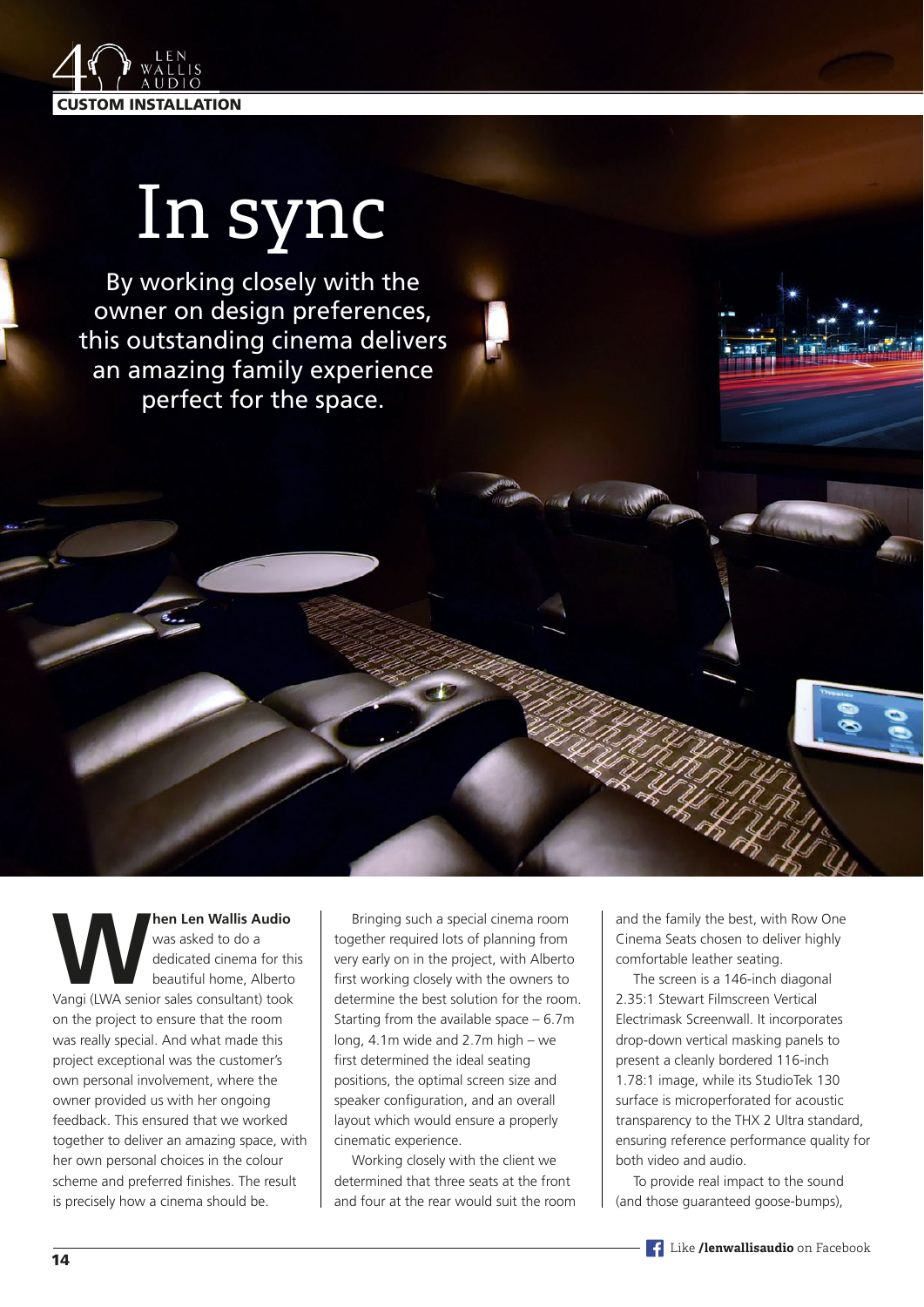# In sync

By working closely with the owner on design preferences, this outstanding cinema delivers an amazing family experience perfect for the space.

When Len Wallis Audio was asked to do a dedicated cinema for this beautiful home, Alberto Vangi (LWA senior sales consultant) took on the project to ensure that the room was really special. And what made this project exceptional was the customer's own personal involvement, where the owner provided us with her ongoing feedback. This ensured that we worked together to deliver an amazing space, with her own personal choices in the colour scheme and preferred finishes. The result is precisely how a cinema should be.

Bringing such a special cinema room together required lots of planning from very early on in the project, with Alberto first working closely with the owners to determine the best solution for the room. Starting from the available space – 6.7m long, 4.1m wide and 2.7m high – we first determined the ideal seating positions, the optimal screen size and speaker configuration, and an overall layout which would ensure a properly cinematic experience.

Working closely with the client we determined that three seats at the front and four at the rear would suit the room and the family the best, with Row One Cinema Seats chosen to deliver highly comfortable leather seating.

The screen is a 146-inch diagonal 2.35:1 Stewart Filmscreen Vertical Electrimask Screenwall. It incorporates drop-down vertical masking panels to present a cleanly bordered 116-inch 1.78:1 image, while its StudioTek 130 surface is microperforated for acoustic transparency to the THX 2 Ultra standard, ensuring reference performance quality for both video and audio.

To provide real impact to the sound (and those guaranteed goose-bumps),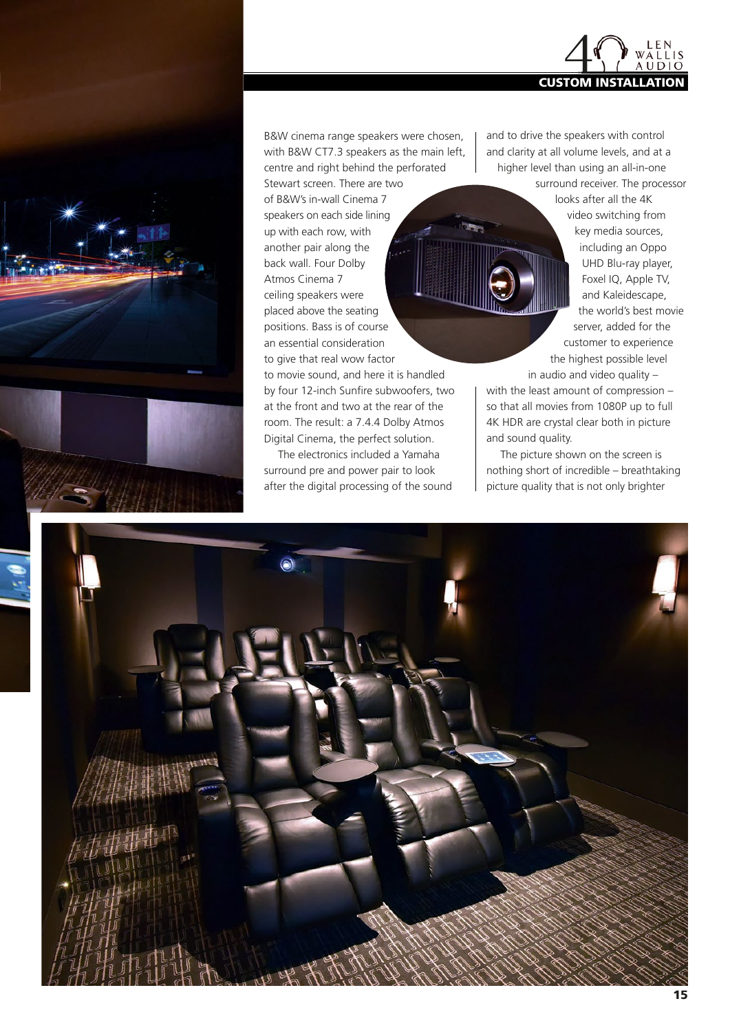B&W cinema range speakers were chosen, with B&W CT7.3 speakers as the main left, centre and right behind the perforated Stewart screen. There are two of B&W's in-wall Cinema 7 speakers on each side lining up with each row, with another pair along the back wall. Four Dolby Atmos Cinema 7 ceiling speakers were placed above the seating positions. Bass is of course an essential consideration to give that real wow factor to movie sound, and here it is handled by four 12-inch Sunfire subwoofers, two at the front and two at the rear of the room. The result: a 7.4.4 Dolby Atmos Digital Cinema, the perfect solution.

The electronics included a Yamaha surround pre and power pair to look after the digital processing of the sound and to drive the speakers with control and clarity at all volume levels, and at a higher level than using an all-in-one surround receiver. The processor looks after all the 4K video switching from key media sources, including an Oppo UHD Blu-ray player, Foxel IQ, Apple TV, and Kaleidescape, the world's best movie server, added for the customer to experience the highest possible level in audio and video quality – with the least amount of compression – so that all movies from 1080P up to full 4K HDR are crystal clear both in picture and sound quality.

The picture shown on the screen is nothing short of incredible – breathtaking picture quality that is not only brighter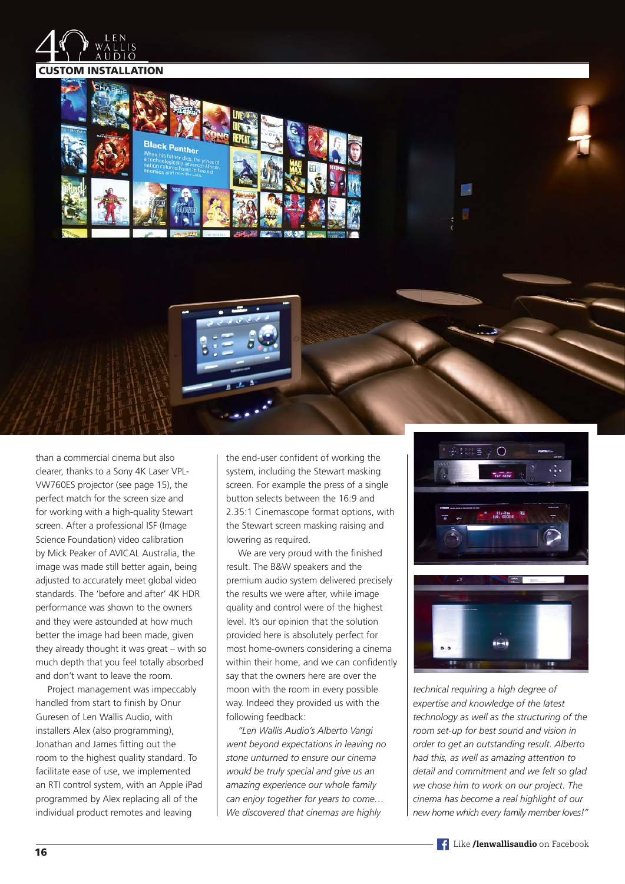## CUSTOM INSTALLATION

than a commercial cinema but also clearer, thanks to a Sony 4K Laser VPL-VW760ES projector (see page 15), the perfect match for the screen size and for working with a high-quality Stewart screen. After a professional ISF (Image Science Foundation) video calibration by Mick Peaker of AVICAL Australia, the image was made still better again, being adjusted to accurately meet global video standards. The 'before and after' 4K HDR performance was shown to the owners and they were astounded at how much better the image had been made, given they already thought it was great – with so much depth that you feel totally absorbed and don't want to leave the room.

Project management was impeccably handled from start to finish by Onur Guresen of Len Wallis Audio, with installers Alex (also programming), Jonathan and James fitting out the room to the highest quality standard. To facilitate ease of use, we implemented an RTI control system, with an Apple iPad programmed by Alex replacing all of the individual product remotes and leaving the end-user confident of working the system, including the Stewart masking screen. For example the press of a single button selects between the 16:9 and 2.35:1 Cinemascope format options, with the Stewart screen masking raising and lowering as required.

We are very proud with the finished result. The B&W speakers and the premium audio system delivered precisely the results we were after, while image quality and control were of the highest level. It's our opinion that the solution provided here is absolutely perfect for most home-owners considering a cinema within their home, and we can confidently say that the owners here are over the moon with the room in every possible way. Indeed they provided us with the following feedback:

*"Len Wallis Audio's Alberto Vangi went beyond expectations in leaving no stone unturned to ensure our cinema would be truly special and give us an amazing experience our whole family can enjoy together for years to come… We discovered that cinemas are highly technical requiring a high degree of expertise and knowledge of the latest technology as well as the structuring of the room set-up for best sound and vision in order to get an outstanding result. Alberto had this, as well as amazing attention to detail and commitment and we felt so glad we chose him to work on our project. The cinema has become a real highlight of our new home which every family member loves!"*

Like **/lenwallisaudio** on Facebook